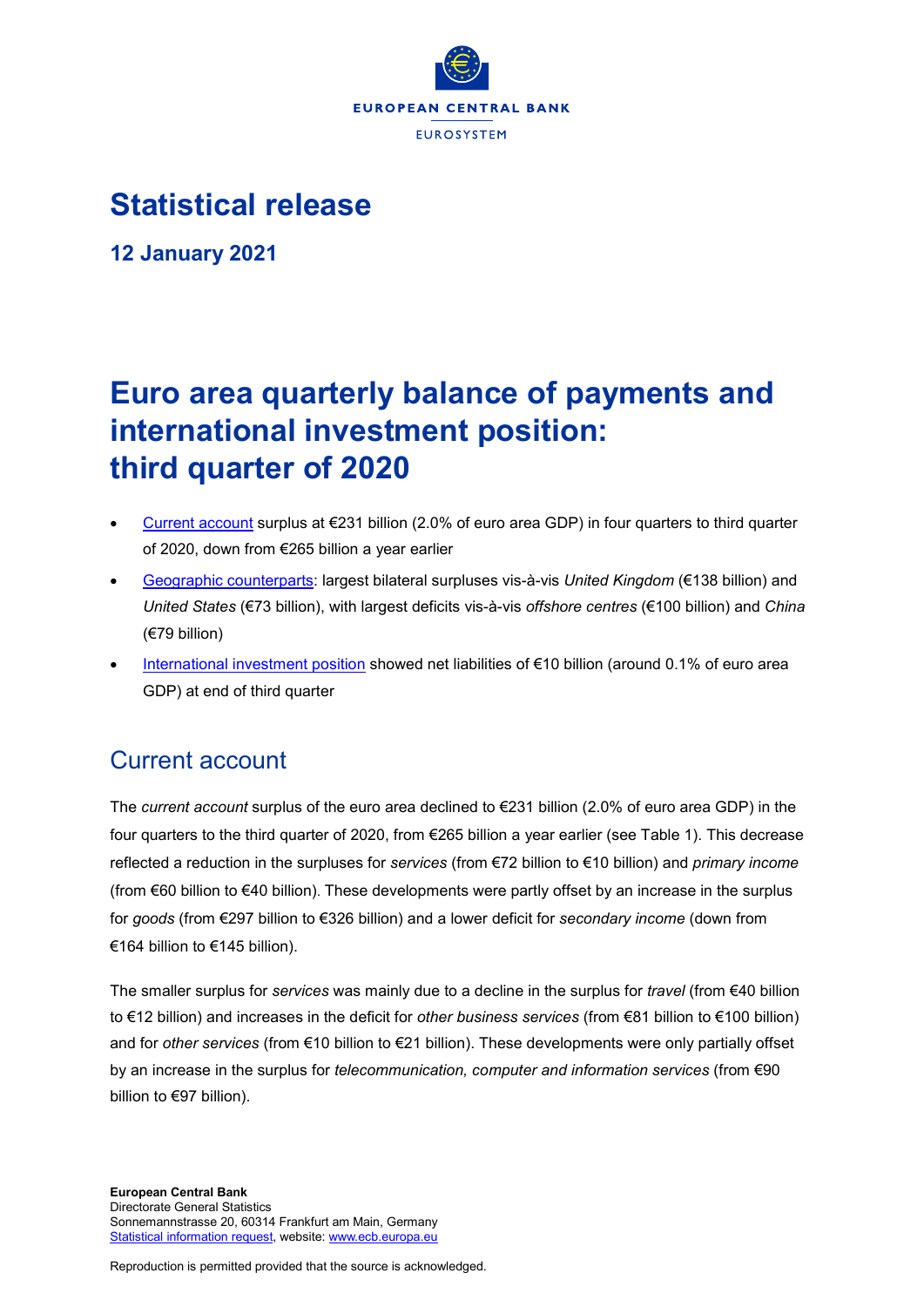EUROPEAN CENTRAL BANK

EUROSYSTEM

# Statistical release

**12 January 2021**

# Euro area quarterly balance of payments and international investment position: third quarter of 2020

- Current account surplus at €231 billion (2.0% of euro area GDP) in four quarters to third quarter of 2020, down from €265 billion a year earlier
- Geographic counterparts: largest bilateral surpluses vis-à-vis *United Kingdom* (€138 billion) and *United States* (€73 billion), with largest deficits vis-à-vis *offshore centres* (€100 billion) and *China* (€79 billion)
- International investment position showed net liabilities of €10 billion (around 0.1% of euro area GDP) at end of third quarter

## Current account

The *current account* surplus of the euro area declined to €231 billion (2.0% of euro area GDP) in the four quarters to the third quarter of 2020, from €265 billion a year earlier (see Table 1). This decrease reflected a reduction in the surpluses for *services* (from €72 billion to €10 billion) and *primary income* (from €60 billion to €40 billion). These developments were partly offset by an increase in the surplus for *goods* (from €297 billion to €326 billion) and a lower deficit for *secondary income* (down from €164 billion to €145 billion).

The smaller surplus for *services* was mainly due to a decline in the surplus for *travel* (from €40 billion to €12 billion) and increases in the deficit for *other business services* (from €81 billion to €100 billion) and for *other services* (from €10 billion to €21 billion). These developments were only partially offset by an increase in the surplus for *telecommunication, computer and information services* (from €90 billion to €97 billion).

**European Central Bank**
Directorate General Statistics
Sonnemannstrasse 20, 60314 Frankfurt am Main, Germany
Statistical information request, website: www.ecb.europa.eu

Reproduction is permitted provided that the source is acknowledged.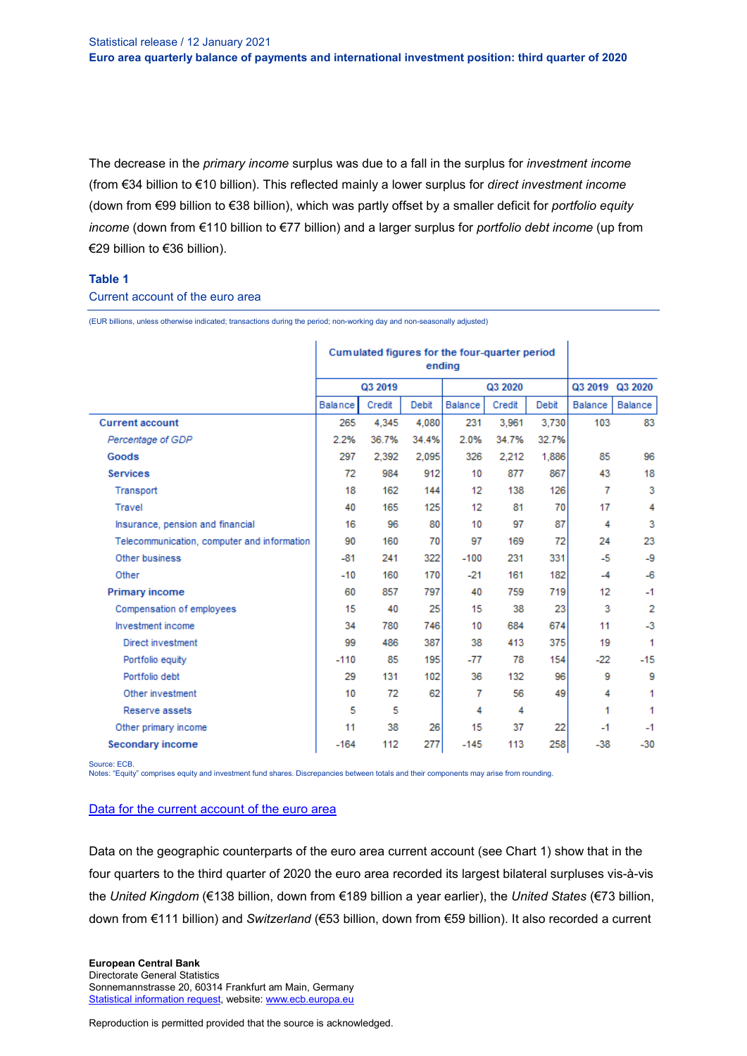The decrease in the *primary income* surplus was due to a fall in the surplus for *investment income* (from €34 billion to €10 billion). This reflected mainly a lower surplus for *direct investment income* (down from €99 billion to €38 billion), which was partly offset by a smaller deficit for *portfolio equity income* (down from €110 billion to €77 billion) and a larger surplus for *portfolio debt income* (up from €29 billion to €36 billion).

### Table 1

Current account of the euro area

(EUR billions, unless otherwise indicated; transactions during the period; non-working day and non-seasonally adjusted)

| | Cumulated figures for the four-quarter period ending | | | | | | | |
|---|---|---|---|---|---|---|---|---|
| | Q3 2019 | | | Q3 2020 | | | Q3 2019 | Q3 2020 |
| | Balance | Credit | Debit | Balance | Credit | Debit | Balance | Balance |
| **Current account** | 265 | 4,345 | 4,080 | 231 | 3,961 | 3,730 | 103 | 83 |
| *Percentage of GDP* | 2.2% | 36.7% | 34.4% | 2.0% | 34.7% | 32.7% | | |
| **Goods** | 297 | 2,392 | 2,095 | 326 | 2,212 | 1,886 | 85 | 96 |
| **Services** | 72 | 984 | 912 | 10 | 877 | 867 | 43 | 18 |
| Transport | 18 | 162 | 144 | 12 | 138 | 126 | 7 | 3 |
| Travel | 40 | 165 | 125 | 12 | 81 | 70 | 17 | 4 |
| Insurance, pension and financial | 16 | 96 | 80 | 10 | 97 | 87 | 4 | 3 |
| Telecommunication, computer and information | 90 | 160 | 70 | 97 | 169 | 72 | 24 | 23 |
| Other business | -81 | 241 | 322 | -100 | 231 | 331 | -5 | -9 |
| Other | -10 | 160 | 170 | -21 | 161 | 182 | -4 | -6 |
| **Primary income** | 60 | 857 | 797 | 40 | 759 | 719 | 12 | -1 |
| Compensation of employees | 15 | 40 | 25 | 15 | 38 | 23 | 3 | 2 |
| Investment income | 34 | 780 | 746 | 10 | 684 | 674 | 11 | -3 |
| Direct investment | 99 | 486 | 387 | 38 | 413 | 375 | 19 | 1 |
| Portfolio equity | -110 | 85 | 195 | -77 | 78 | 154 | -22 | -15 |
| Portfolio debt | 29 | 131 | 102 | 36 | 132 | 96 | 9 | 9 |
| Other investment | 10 | 72 | 62 | 7 | 56 | 49 | 4 | 1 |
| Reserve assets | 5 | 5 | | 4 | 4 | | 1 | 1 |
| Other primary income | 11 | 38 | 26 | 15 | 37 | 22 | -1 | -1 |
| **Secondary income** | -164 | 112 | 277 | -145 | 113 | 258 | -38 | -30 |

Source: ECB.
Notes: "Equity" comprises equity and investment fund shares. Discrepancies between totals and their components may arise from rounding.

[Data for the current account of the euro area]

Data on the geographic counterparts of the euro area current account (see Chart 1) show that in the four quarters to the third quarter of 2020 the euro area recorded its largest bilateral surpluses vis-à-vis the *United Kingdom* (€138 billion, down from €189 billion a year earlier), the *United States* (€73 billion, down from €111 billion) and *Switzerland* (€53 billion, down from €59 billion). It also recorded a current

**European Central Bank**
Directorate General Statistics
Sonnemannstrasse 20, 60314 Frankfurt am Main, Germany
Statistical information request, website: www.ecb.europa.eu

Reproduction is permitted provided that the source is acknowledged.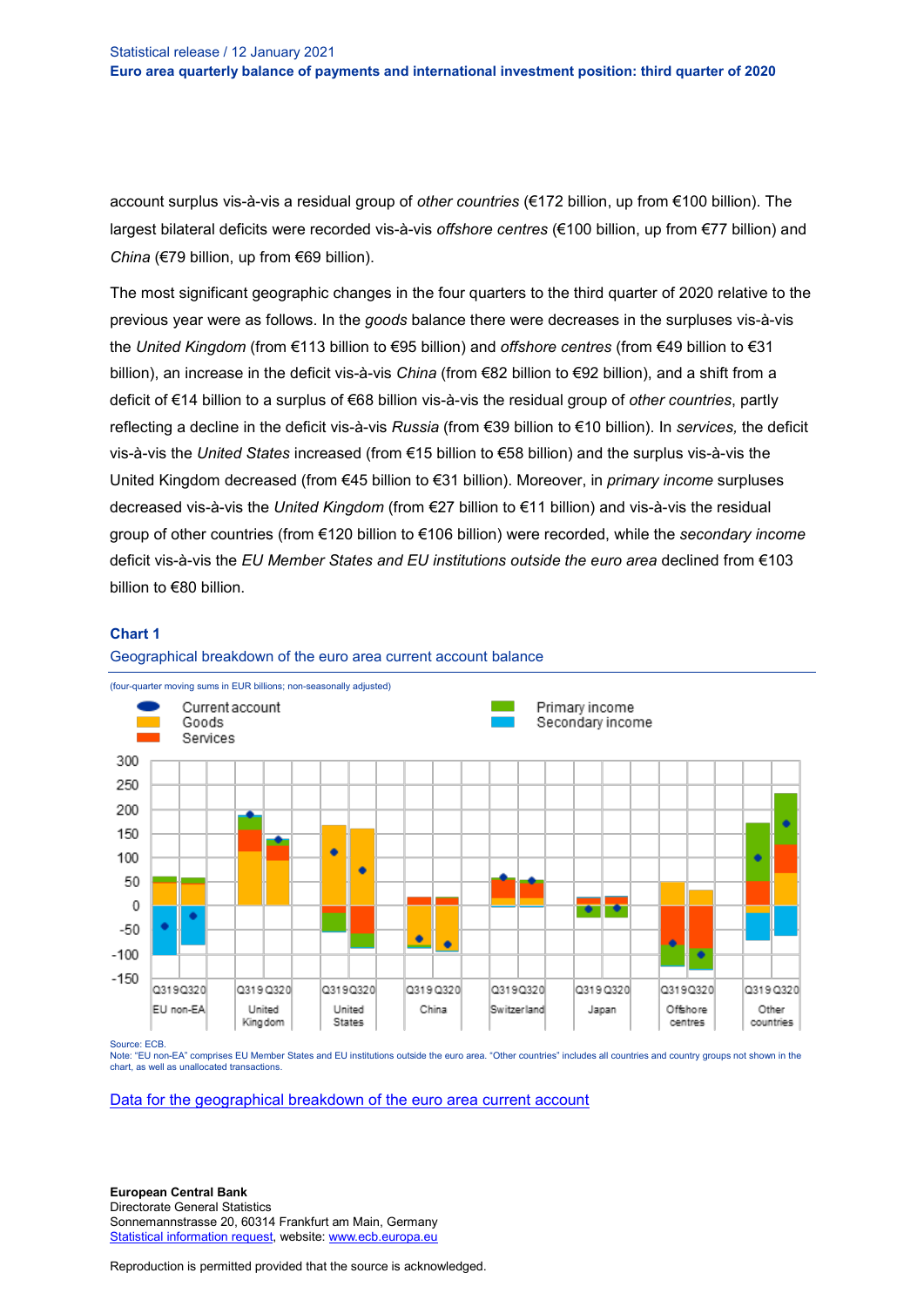account surplus vis-à-vis a residual group of *other countries* (€172 billion, up from €100 billion). The largest bilateral deficits were recorded vis-à-vis *offshore centres* (€100 billion, up from €77 billion) and *China* (€79 billion, up from €69 billion).

The most significant geographic changes in the four quarters to the third quarter of 2020 relative to the previous year were as follows. In the *goods* balance there were decreases in the surpluses vis-à-vis the *United Kingdom* (from €113 billion to €95 billion) and *offshore centres* (from €49 billion to €31 billion), an increase in the deficit vis-à-vis *China* (from €82 billion to €92 billion), and a shift from a deficit of €14 billion to a surplus of €68 billion vis-à-vis the residual group of *other countries*, partly reflecting a decline in the deficit vis-à-vis *Russia* (from €39 billion to €10 billion). In *services,* the deficit vis-à-vis the *United States* increased (from €15 billion to €58 billion) and the surplus vis-à-vis the United Kingdom decreased (from €45 billion to €31 billion). Moreover, in *primary income* surpluses decreased vis-à-vis the *United Kingdom* (from €27 billion to €11 billion) and vis-à-vis the residual group of other countries (from €120 billion to €106 billion) were recorded, while the *secondary income* deficit vis-à-vis the *EU Member States and EU institutions outside the euro area* declined from €103 billion to €80 billion.

### Chart 1

Geographical breakdown of the euro area current account balance

(four-quarter moving sums in EUR billions; non-seasonally adjusted)

Source: ECB.
Note: "EU non-EA" comprises EU Member States and EU institutions outside the euro area. "Other countries" includes all countries and country groups not shown in the chart, as well as unallocated transactions.

[Data for the geographical breakdown of the euro area current account](#)

**European Central Bank**
Directorate General Statistics
Sonnemannstrasse 20, 60314 Frankfurt am Main, Germany
[Statistical information request](#), website: [www.ecb.europa.eu](http://www.ecb.europa.eu)

Reproduction is permitted provided that the source is acknowledged.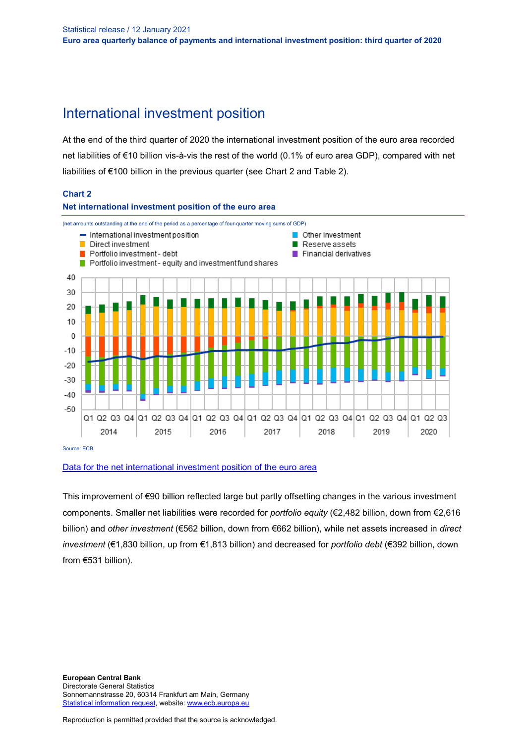Statistical release / 12 January 2021
**Euro area quarterly balance of payments and international investment position: third quarter of 2020**

# International investment position

At the end of the third quarter of 2020 the international investment position of the euro area recorded net liabilities of €10 billion vis-à-vis the rest of the world (0.1% of euro area GDP), compared with net liabilities of €100 billion in the previous quarter (see Chart 2 and Table 2).

**Chart 2**

**Net international investment position of the euro area**

(net amounts outstanding at the end of the period as a percentage of four-quarter moving sums of GDP)

Source: ECB.

[Data for the net international investment position of the euro area]

This improvement of €90 billion reflected large but partly offsetting changes in the various investment components. Smaller net liabilities were recorded for *portfolio equity* (€2,482 billion, down from €2,616 billion) and *other investment* (€562 billion, down from €662 billion), while net assets increased in *direct investment* (€1,830 billion, up from €1,813 billion) and decreased for *portfolio debt* (€392 billion, down from €531 billion).

**European Central Bank**
Directorate General Statistics
Sonnemannstrasse 20, 60314 Frankfurt am Main, Germany
Statistical information request, website: www.ecb.europa.eu

Reproduction is permitted provided that the source is acknowledged.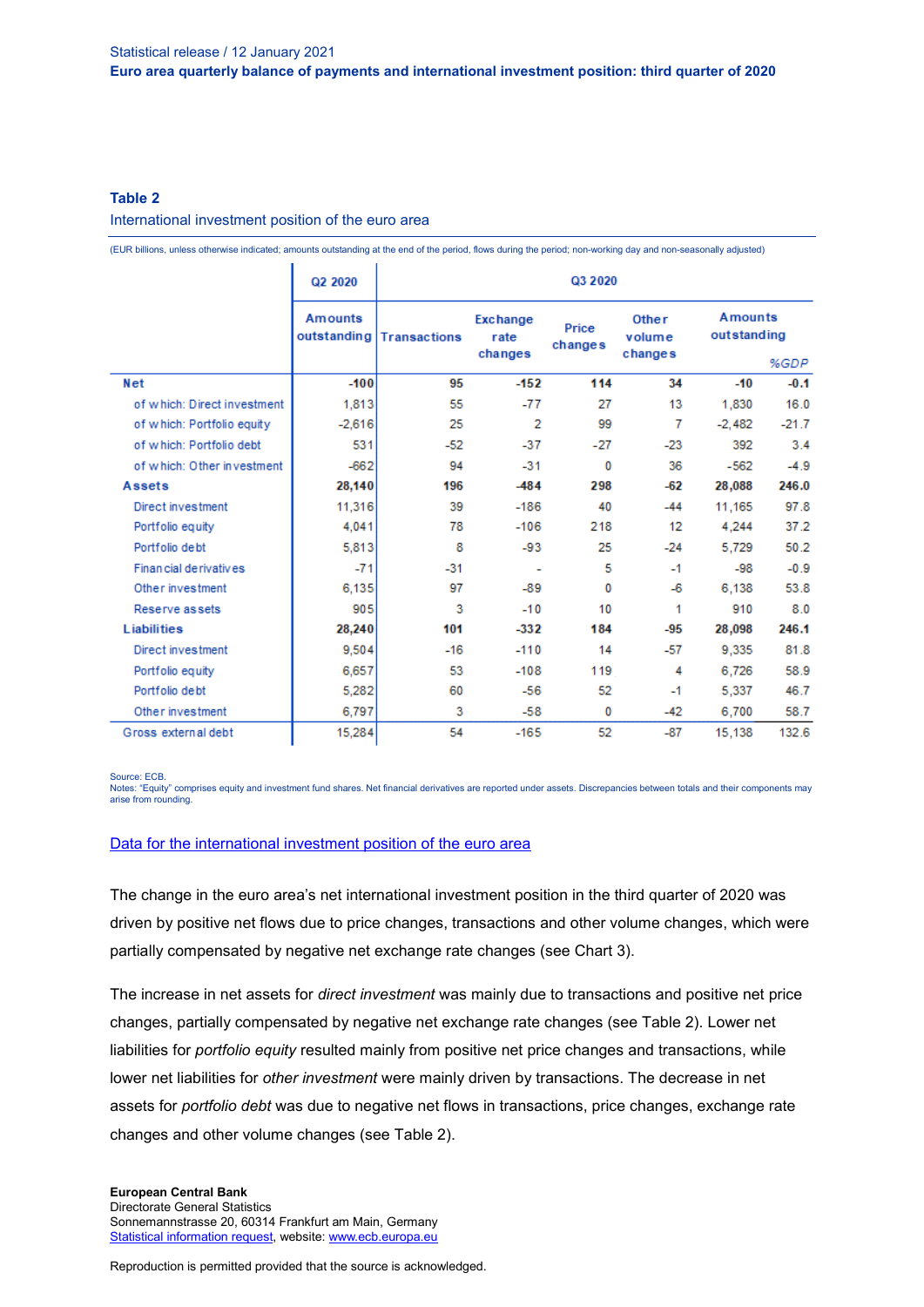### Table 2

International investment position of the euro area

(EUR billions, unless otherwise indicated; amounts outstanding at the end of the period, flows during the period; non-working day and non-seasonally adjusted)

| | Q2 2020 | Q3 2020 | | | | | |
|---|---|---|---|---|---|---|---|
| | Amounts outstanding | Transactions | Exchange rate changes | Price changes | Other volume changes | Amounts outstanding | %GDP |
| **Net** | **-100** | **95** | **-152** | **114** | **34** | **-10** | **-0.1** |
| of which: Direct investment | 1,813 | 55 | -77 | 27 | 13 | 1,830 | 16.0 |
| of which: Portfolio equity | -2,616 | 25 | 2 | 99 | 7 | -2,482 | -21.7 |
| of which: Portfolio debt | 531 | -52 | -37 | -27 | -23 | 392 | 3.4 |
| of which: Other investment | -662 | 94 | -31 | 0 | 36 | -562 | -4.9 |
| **Assets** | **28,140** | **196** | **-484** | **298** | **-62** | **28,088** | **246.0** |
| Direct investment | 11,316 | 39 | -186 | 40 | -44 | 11,165 | 97.8 |
| Portfolio equity | 4,041 | 78 | -106 | 218 | 12 | 4,244 | 37.2 |
| Portfolio debt | 5,813 | 8 | -93 | 25 | -24 | 5,729 | 50.2 |
| Financial derivatives | -71 | -31 | - | 5 | -1 | -98 | -0.9 |
| Other investment | 6,135 | 97 | -89 | 0 | -6 | 6,138 | 53.8 |
| Reserve assets | 905 | 3 | -10 | 10 | 1 | 910 | 8.0 |
| **Liabilities** | **28,240** | **101** | **-332** | **184** | **-95** | **28,098** | **246.1** |
| Direct investment | 9,504 | -16 | -110 | 14 | -57 | 9,335 | 81.8 |
| Portfolio equity | 6,657 | 53 | -108 | 119 | 4 | 6,726 | 58.9 |
| Portfolio debt | 5,282 | 60 | -56 | 52 | -1 | 5,337 | 46.7 |
| Other investment | 6,797 | 3 | -58 | 0 | -42 | 6,700 | 58.7 |
| Gross external debt | 15,284 | 54 | -165 | 52 | -87 | 15,138 | 132.6 |

Source: ECB.
Notes: "Equity" comprises equity and investment fund shares. Net financial derivatives are reported under assets. Discrepancies between totals and their components may arise from rounding.

[Data for the international investment position of the euro area]

The change in the euro area's net international investment position in the third quarter of 2020 was driven by positive net flows due to price changes, transactions and other volume changes, which were partially compensated by negative net exchange rate changes (see Chart 3).

The increase in net assets for *direct investment* was mainly due to transactions and positive net price changes, partially compensated by negative net exchange rate changes (see Table 2). Lower net liabilities for *portfolio equity* resulted mainly from positive net price changes and transactions, while lower net liabilities for *other investment* were mainly driven by transactions. The decrease in net assets for *portfolio debt* was due to negative net flows in transactions, price changes, exchange rate changes and other volume changes (see Table 2).

**European Central Bank**
Directorate General Statistics
Sonnemannstrasse 20, 60314 Frankfurt am Main, Germany
Statistical information request, website: www.ecb.europa.eu

Reproduction is permitted provided that the source is acknowledged.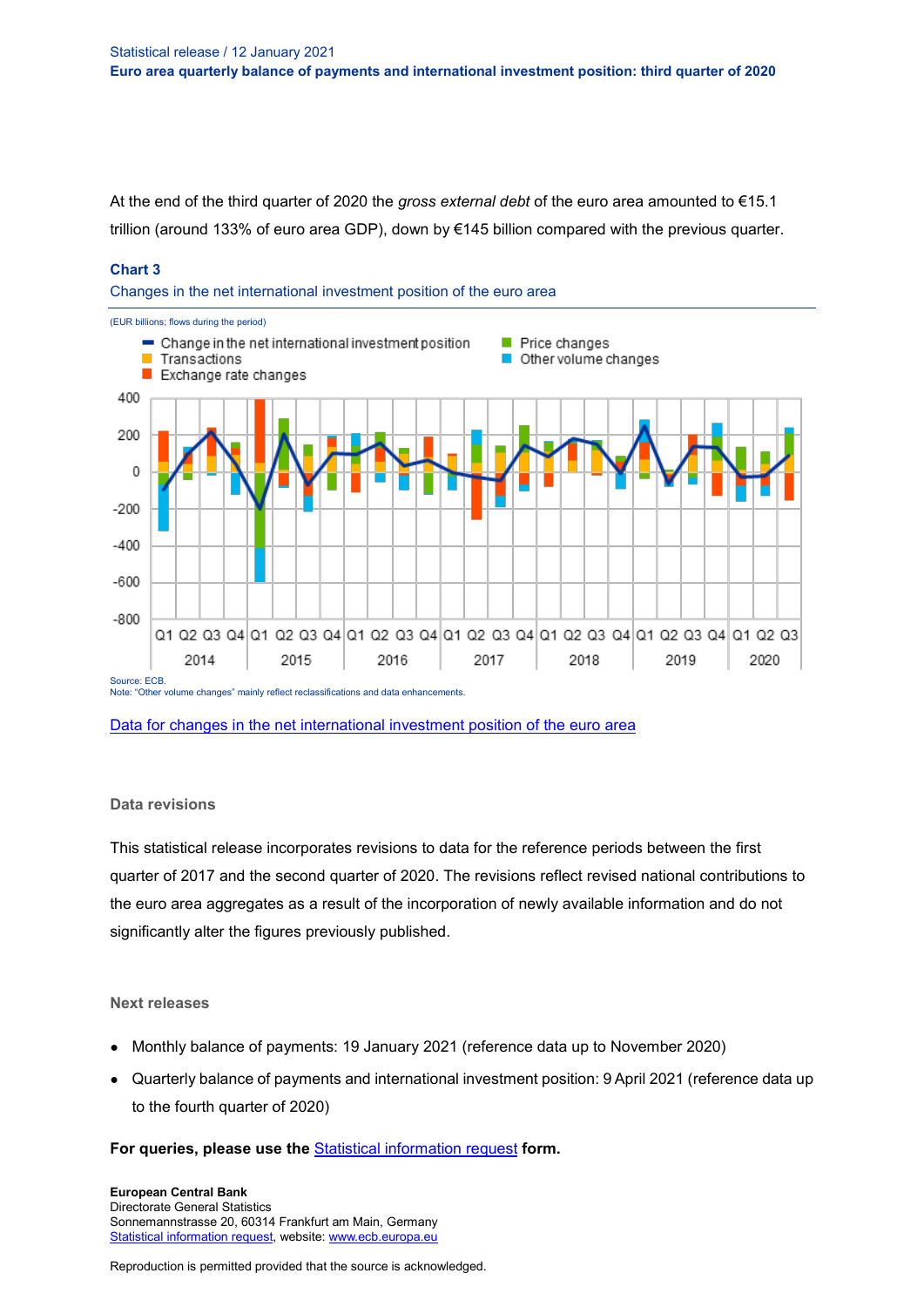At the end of the third quarter of 2020 the *gross external debt* of the euro area amounted to €15.1 trillion (around 133% of euro area GDP), down by €145 billion compared with the previous quarter.

**Chart 3**

Changes in the net international investment position of the euro area

(EUR billions; flows during the period)

Source: ECB.
Note: "Other volume changes" mainly reflect reclassifications and data enhancements.

[Data for changes in the net international investment position of the euro area]

### Data revisions

This statistical release incorporates revisions to data for the reference periods between the first quarter of 2017 and the second quarter of 2020. The revisions reflect revised national contributions to the euro area aggregates as a result of the incorporation of newly available information and do not significantly alter the figures previously published.

### Next releases

- Monthly balance of payments: 19 January 2021 (reference data up to November 2020)
- Quarterly balance of payments and international investment position: 9 April 2021 (reference data up to the fourth quarter of 2020)

**For queries, please use the** [Statistical information request] **form.**

**European Central Bank**
Directorate General Statistics
Sonnemannstrasse 20, 60314 Frankfurt am Main, Germany
[Statistical information request], website: [www.ecb.europa.eu]

Reproduction is permitted provided that the source is acknowledged.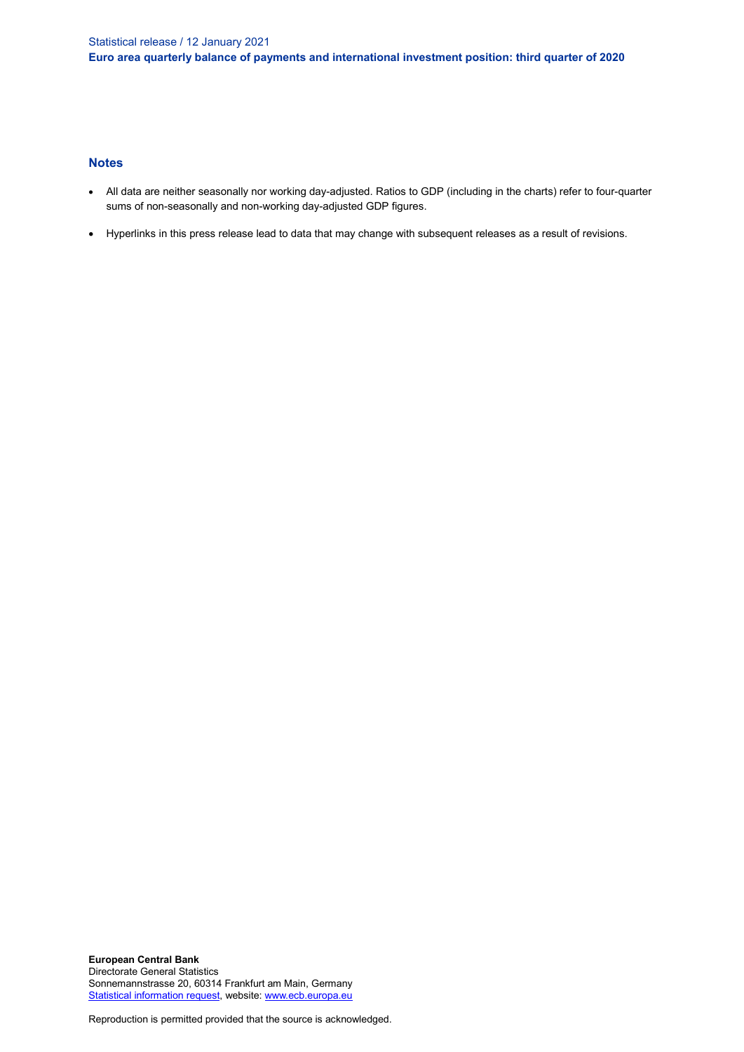## Notes

- All data are neither seasonally nor working day-adjusted. Ratios to GDP (including in the charts) refer to four-quarter sums of non-seasonally and non-working day-adjusted GDP figures.
- Hyperlinks in this press release lead to data that may change with subsequent releases as a result of revisions.

**European Central Bank**
Directorate General Statistics
Sonnemannstrasse 20, 60314 Frankfurt am Main, Germany
Statistical information request, website: www.ecb.europa.eu

Reproduction is permitted provided that the source is acknowledged.